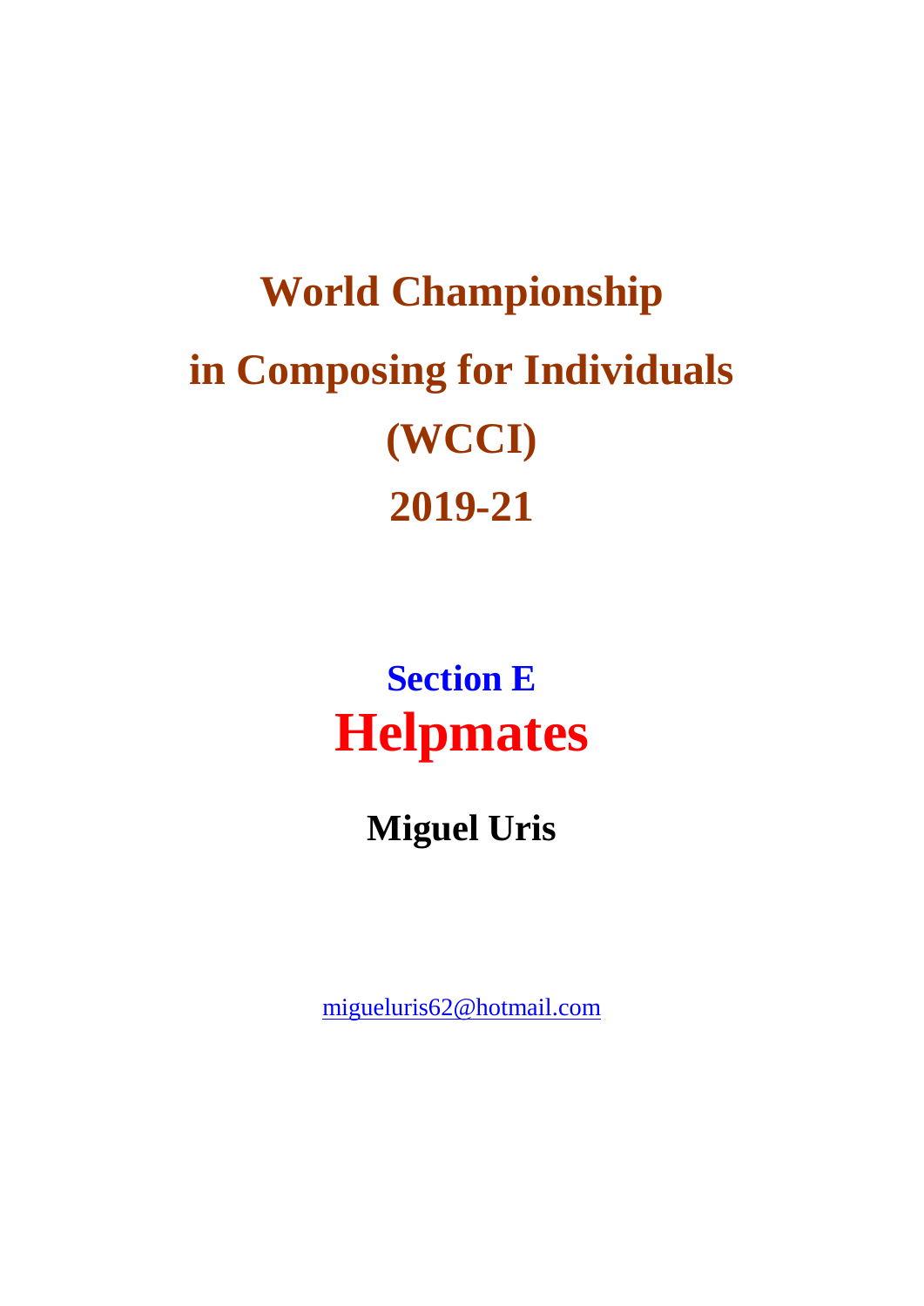# World Championship in Composing for Individuals (WCCI) 2019-21

## Section E

# Helpmates

**Miguel Uris**

migueluris62@hotmail.com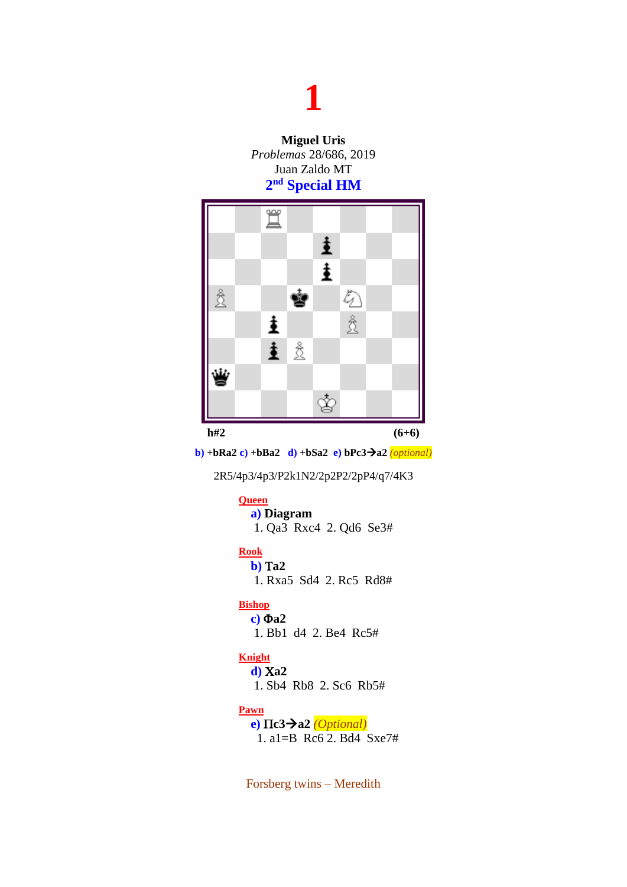# 1

**Miguel Uris**
*Problemas* 28/686, 2019
Juan Zaldo MT
**2nd Special HM**

h#2 (6+6)

**b)** +bRa2 **c)** +bBa2 **d)** +bSa2 **e)** bPc3→a2 *(optional)*

2R5/4p3/4p3/P2k1N2/2p2P2/2pP4/q7/4K3

**Queen**

**a)** **Diagram**
1. Qa3 Rxc4 2. Qd6 Se3#

**Rook**

**b)** **Ta2**
1. Rxa5 Sd4 2. Rc5 Rd8#

**Bishop**

**c)** **Фa2**
1. Bb1 d4 2. Be4 Rc5#

**Knight**

**d)** **Xa2**
1. Sb4 Rb8 2. Sc6 Rb5#

**Pawn**

**e)** **Пc3→a2** *(Optional)*
1. a1=B Rc6 2. Bd4 Sxe7#

Forsberg twins – Meredith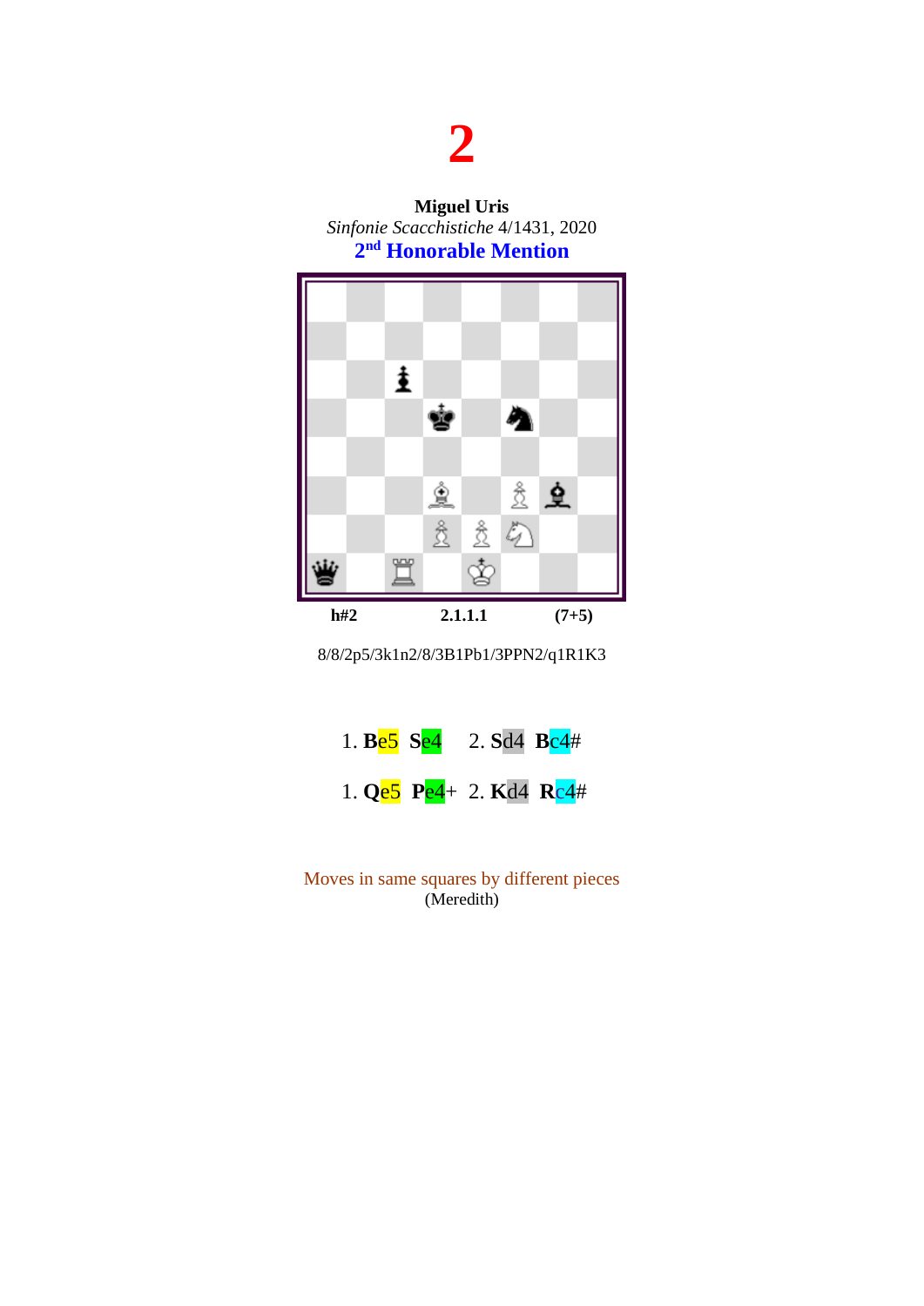# 2

**Miguel Uris**
*Sinfonie Scacchistiche* 4/1431, 2020
**2nd Honorable Mention**

**h#2** **2.1.1.1** **(7+5)**

8/8/2p5/3k1n2/8/3B1Pb1/3PPN2/q1R1K3

1. **B**e5 **S**e4 2. **S**d4 **B**c4#

1. **Q**e5 **P**e4+ 2. **K**d4 **R**c4#

Moves in same squares by different pieces
(Meredith)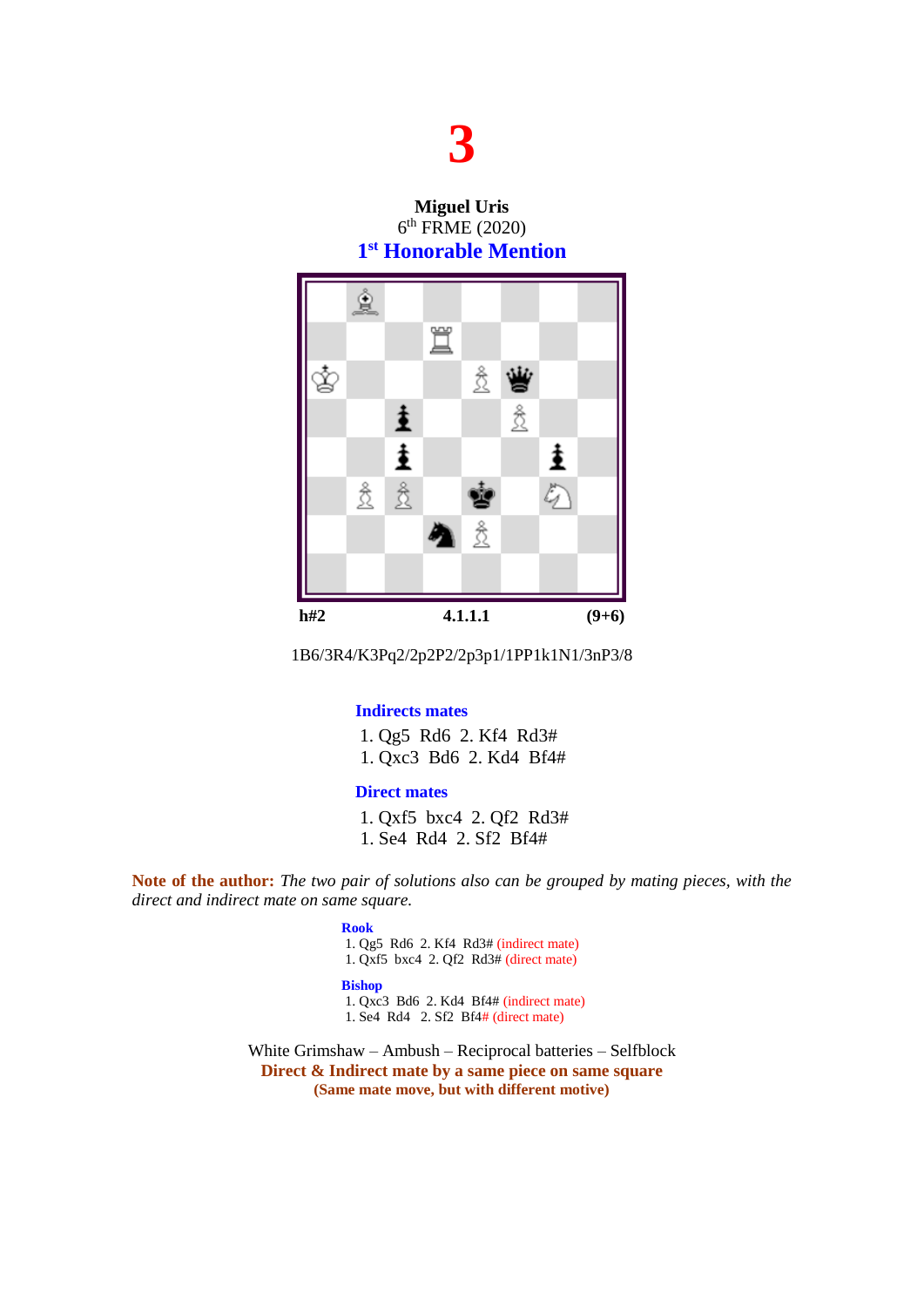# 3

**Miguel Uris**
6th FRME (2020)
**1st Honorable Mention**

**h#2** **4.1.1.1** **(9+6)**

1B6/3R4/K3Pq2/2p2P2/2p3p1/1PP1k1N1/3nP3/8

**Indirects mates**

1. Qg5 Rd6 2. Kf4 Rd3#
1. Qxc3 Bd6 2. Kd4 Bf4#

**Direct mates**

1. Qxf5 bxc4 2. Qf2 Rd3#
1. Se4 Rd4 2. Sf2 Bf4#

**Note of the author:** *The two pair of solutions also can be grouped by mating pieces, with the direct and indirect mate on same square.*

**Rook**
1. Qg5 Rd6 2. Kf4 Rd3# (indirect mate)
1. Qxf5 bxc4 2. Qf2 Rd3# (direct mate)

**Bishop**
1. Qxc3 Bd6 2. Kd4 Bf4# (indirect mate)
1. Se4 Rd4 2. Sf2 Bf4# (direct mate)

White Grimshaw – Ambush – Reciprocal batteries – Selfblock
**Direct & Indirect mate by a same piece on same square**
**(Same mate move, but with different motive)**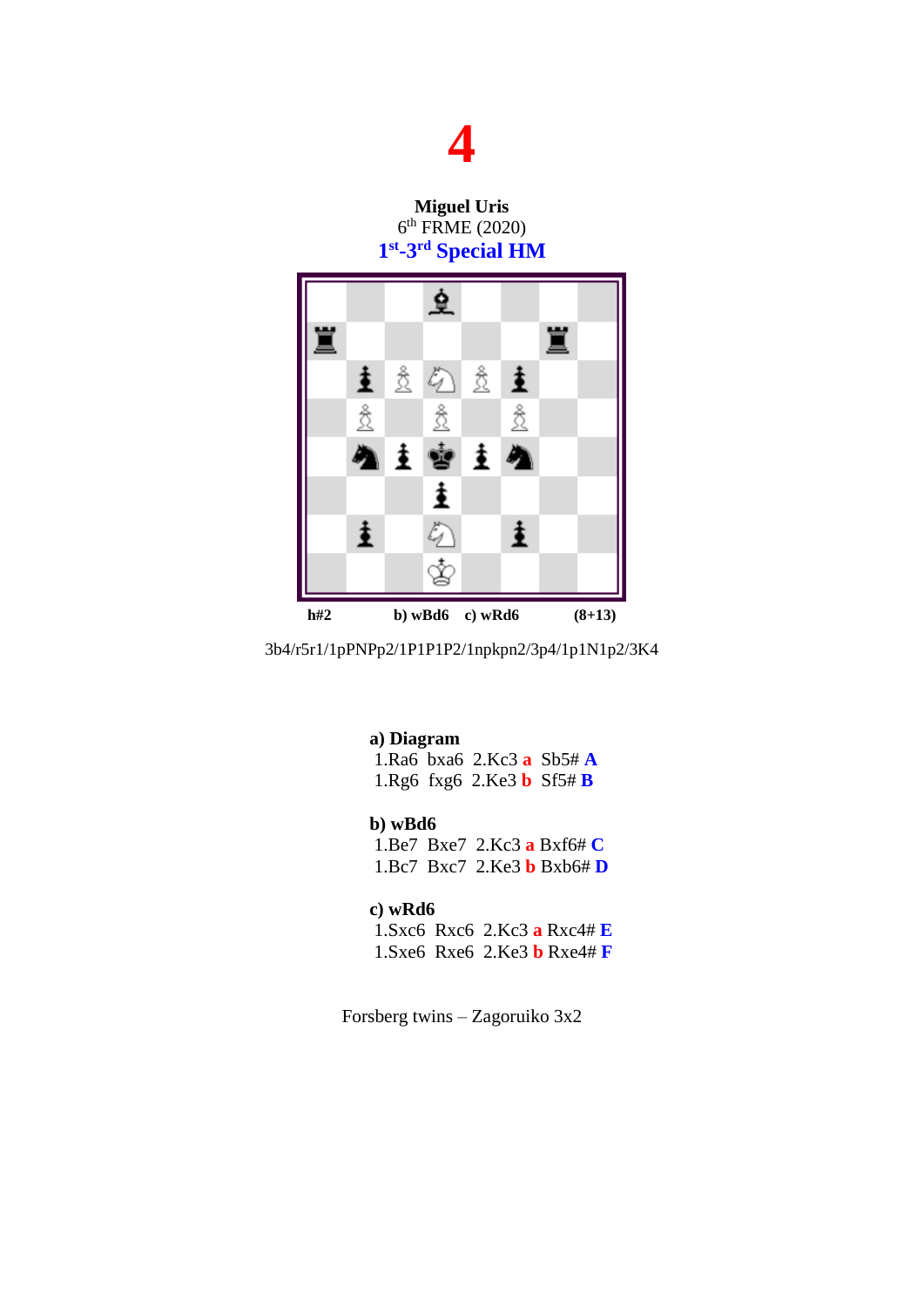# 4

**Miguel Uris**
6th FRME (2020)
**1st-3rd Special HM**

h#2 b) wBd6 c) wRd6 (8+13)

3b4/r5r1/1pPNPp2/1P1P1P2/1npkpn2/3p4/1p1N1p2/3K4

**a) Diagram**
1.Ra6 bxa6 2.Kc3 **a** Sb5# **A**
1.Rg6 fxg6 2.Ke3 **b** Sf5# **B**

**b) wBd6**
1.Be7 Bxe7 2.Kc3 **a** Bxf6# **C**
1.Bc7 Bxc7 2.Ke3 **b** Bxb6# **D**

**c) wRd6**
1.Sxc6 Rxc6 2.Kc3 **a** Rxc4# **E**
1.Sxe6 Rxe6 2.Ke3 **b** Rxe4# **F**

Forsberg twins – Zagoruiko 3x2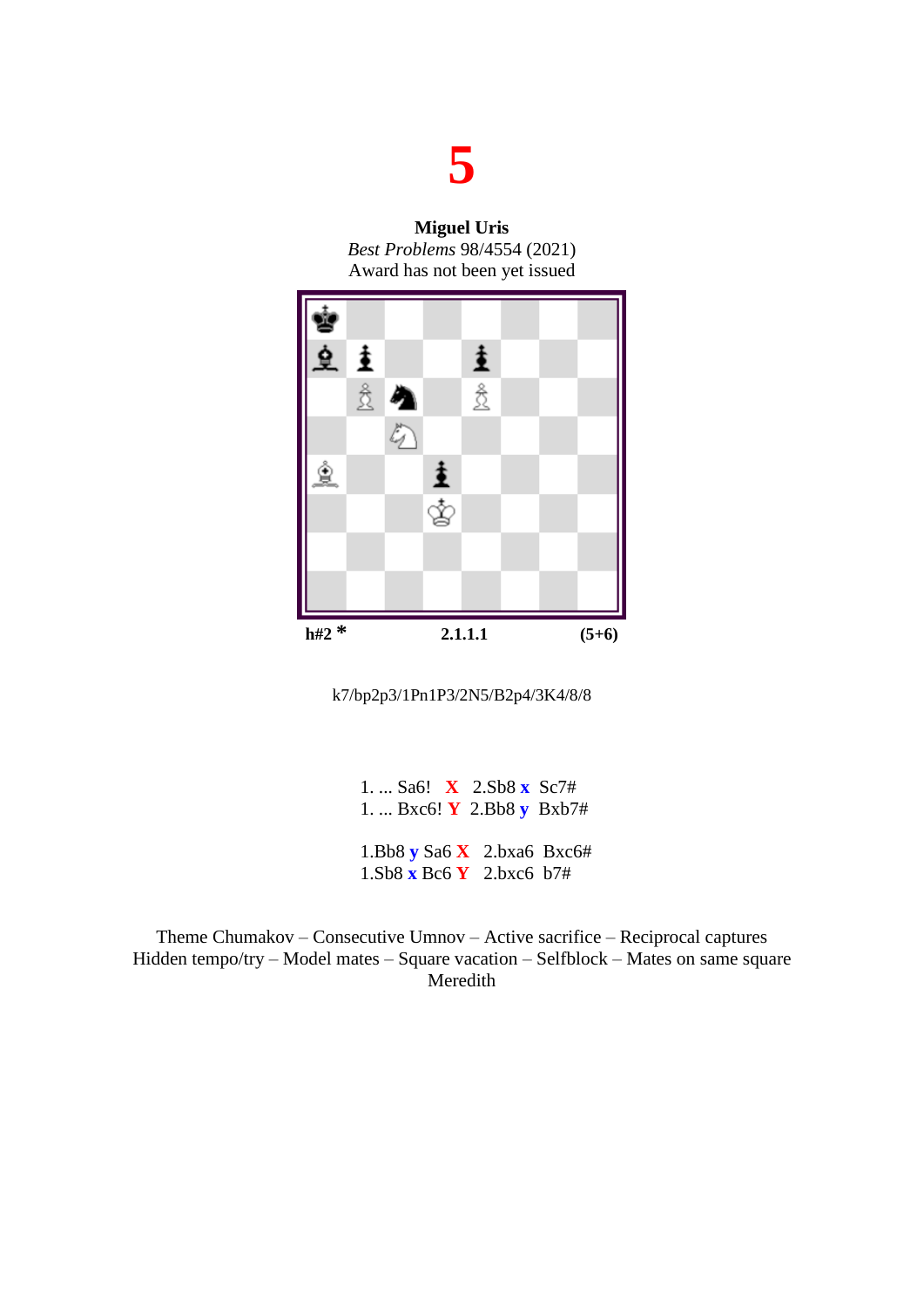# 5

**Miguel Uris**
*Best Problems* 98/4554 (2021)
Award has not been yet issued

**h#2 *** **2.1.1.1** **(5+6)**

k7/bp2p3/1Pn1P3/2N5/B2p4/3K4/8/8

1. ... Sa6! **X** 2.Sb8 **x** Sc7#
1. ... Bxc6! **Y** 2.Bb8 **y** Bxb7#

1.Bb8 **y** Sa6 **X** 2.bxa6 Bxc6#
1.Sb8 **x** Bc6 **Y** 2.bxc6 b7#

Theme Chumakov – Consecutive Umnov – Active sacrifice – Reciprocal captures
Hidden tempo/try – Model mates – Square vacation – Selfblock – Mates on same square
Meredith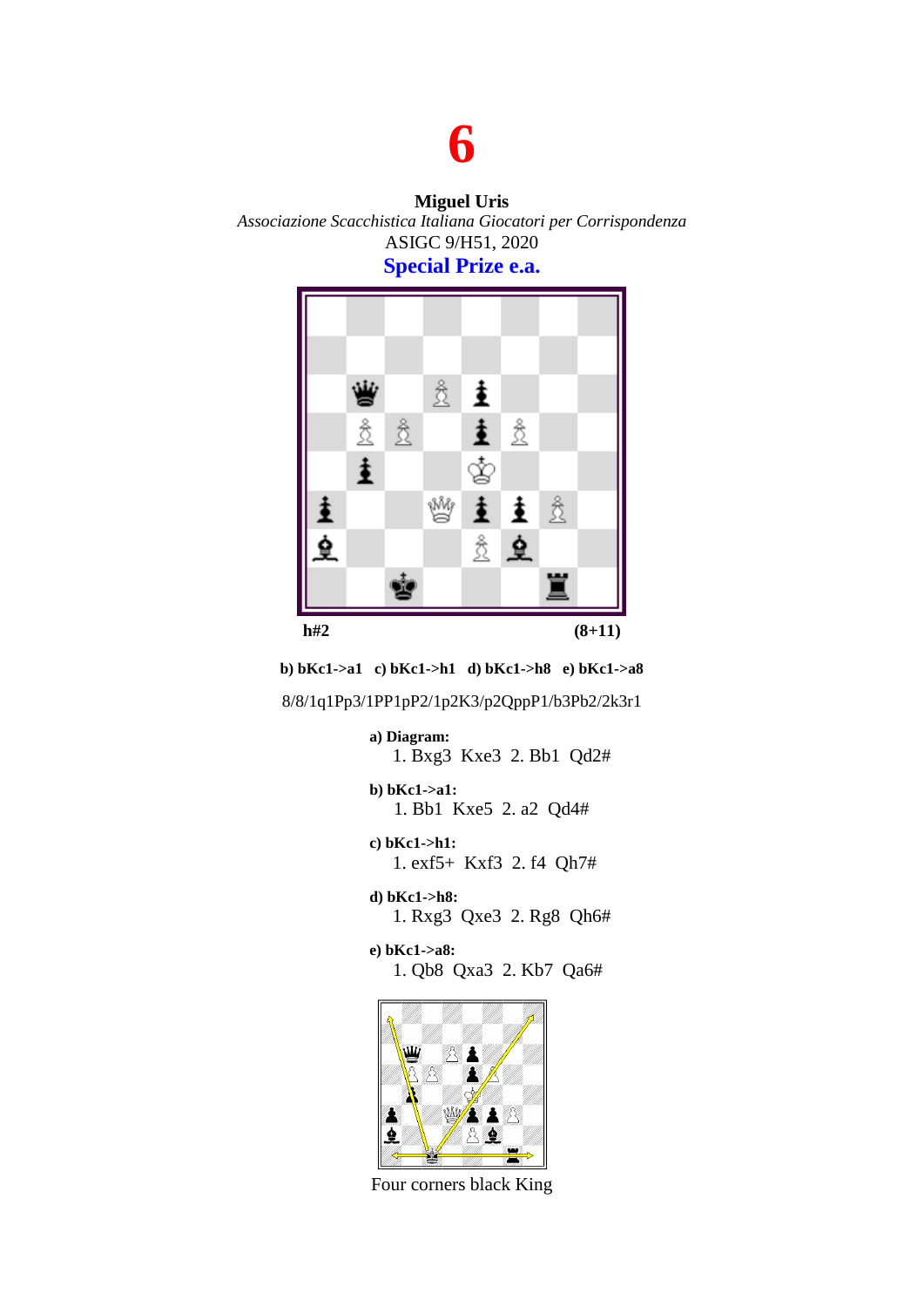# 6

**Miguel Uris**
*Associazione Scacchistica Italiana Giocatori per Corrispondenza*
ASIGC 9/H51, 2020
**Special Prize e.a.**

**h#2** **(8+11)**

**b) bKc1->a1 c) bKc1->h1 d) bKc1->h8 e) bKc1->a8**

8/8/1q1Pp3/1PP1pP2/1p2K3/p2QppP1/b3Pb2/2k3r1

**a) Diagram:**
1. Bxg3 Kxe3 2. Bb1 Qd2#

**b) bKc1->a1:**
1. Bb1 Kxe5 2. a2 Qd4#

**c) bKc1->h1:**
1. exf5+ Kxf3 2. f4 Qh7#

**d) bKc1->h8:**
1. Rxg3 Qxe3 2. Rg8 Qh6#

**e) bKc1->a8:**
1. Qb8 Qxa3 2. Kb7 Qa6#

Four corners black King